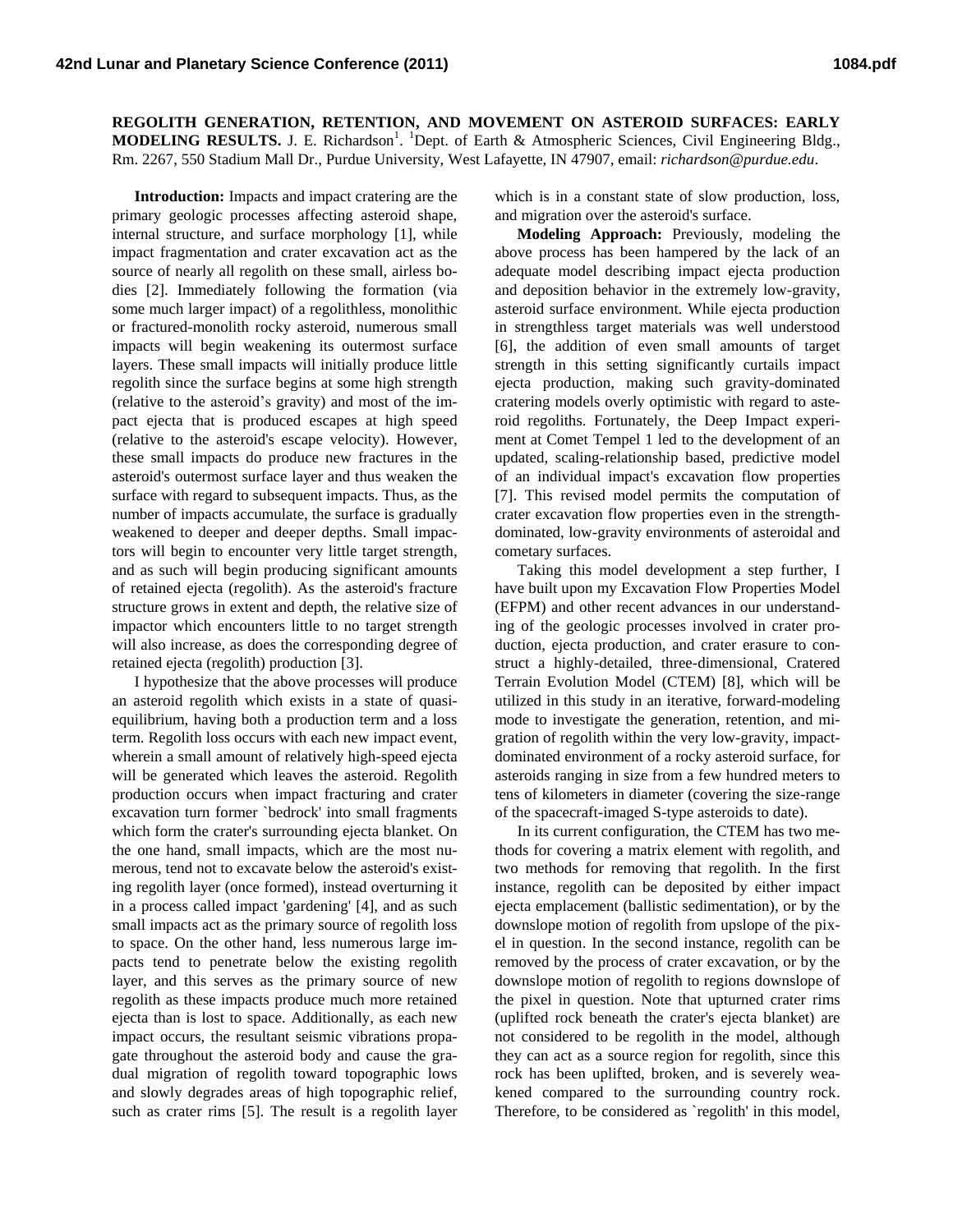# REGOLITH GENERATION, RETENTION, AND MOVEMENT ON ASTEROID SURFACES: EARLY MODELING RESULTS.

J. E. Richardson[1]. [1]Dept. of Earth & Atmospheric Sciences, Civil Engineering Bldg., Rm. 2267, 550 Stadium Mall Dr., Purdue University, West Lafayette, IN 47907, email: *richardson@purdue.edu*.

**Introduction:** Impacts and impact cratering are the primary geologic processes affecting asteroid shape, internal structure, and surface morphology [1], while impact fragmentation and crater excavation act as the source of nearly all regolith on these small, airless bodies [2]. Immediately following the formation (via some much larger impact) of a regolithless, monolithic or fractured-monolith rocky asteroid, numerous small impacts will begin weakening its outermost surface layers. These small impacts will initially produce little regolith since the surface begins at some high strength (relative to the asteroid's gravity) and most of the impact ejecta that is produced escapes at high speed (relative to the asteroid's escape velocity). However, these small impacts do produce new fractures in the asteroid's outermost surface layer and thus weaken the surface with regard to subsequent impacts. Thus, as the number of impacts accumulate, the surface is gradually weakened to deeper and deeper depths. Small impactors will begin to encounter very little target strength, and as such will begin producing significant amounts of retained ejecta (regolith). As the asteroid's fracture structure grows in extent and depth, the relative size of impactor which encounters little to no target strength will also increase, as does the corresponding degree of retained ejecta (regolith) production [3].

I hypothesize that the above processes will produce an asteroid regolith which exists in a state of quasi-equilibrium, having both a production term and a loss term. Regolith loss occurs with each new impact event, wherein a small amount of relatively high-speed ejecta will be generated which leaves the asteroid. Regolith production occurs when impact fracturing and crater excavation turn former `bedrock' into small fragments which form the crater's surrounding ejecta blanket. On the one hand, small impacts, which are the most numerous, tend not to excavate below the asteroid's existing regolith layer (once formed), instead overturning it in a process called impact 'gardening' [4], and as such small impacts act as the primary source of regolith loss to space. On the other hand, less numerous large impacts tend to penetrate below the existing regolith layer, and this serves as the primary source of new regolith as these impacts produce much more retained ejecta than is lost to space. Additionally, as each new impact occurs, the resultant seismic vibrations propagate throughout the asteroid body and cause the gradual migration of regolith toward topographic lows and slowly degrades areas of high topographic relief, such as crater rims [5]. The result is a regolith layer which is in a constant state of slow production, loss, and migration over the asteroid's surface.

**Modeling Approach:** Previously, modeling the above process has been hampered by the lack of an adequate model describing impact ejecta production and deposition behavior in the extremely low-gravity, asteroid surface environment. While ejecta production in strengthless target materials was well understood [6], the addition of even small amounts of target strength in this setting significantly curtails impact ejecta production, making such gravity-dominated cratering models overly optimistic with regard to asteroid regoliths. Fortunately, the Deep Impact experiment at Comet Tempel 1 led to the development of an updated, scaling-relationship based, predictive model of an individual impact's excavation flow properties [7]. This revised model permits the computation of crater excavation flow properties even in the strength-dominated, low-gravity environments of asteroidal and cometary surfaces.

Taking this model development a step further, I have built upon my Excavation Flow Properties Model (EFPM) and other recent advances in our understanding of the geologic processes involved in crater production, ejecta production, and crater erasure to construct a highly-detailed, three-dimensional, Cratered Terrain Evolution Model (CTEM) [8], which will be utilized in this study in an iterative, forward-modeling mode to investigate the generation, retention, and migration of regolith within the very low-gravity, impact-dominated environment of a rocky asteroid surface, for asteroids ranging in size from a few hundred meters to tens of kilometers in diameter (covering the size-range of the spacecraft-imaged S-type asteroids to date).

In its current configuration, the CTEM has two methods for covering a matrix element with regolith, and two methods for removing that regolith. In the first instance, regolith can be deposited by either impact ejecta emplacement (ballistic sedimentation), or by the downslope motion of regolith from upslope of the pixel in question. In the second instance, regolith can be removed by the process of crater excavation, or by the downslope motion of regolith to regions downslope of the pixel in question. Note that upturned crater rims (uplifted rock beneath the crater's ejecta blanket) are not considered to be regolith in the model, although they can act as a source region for regolith, since this rock has been uplifted, broken, and is severely weakened compared to the surrounding country rock. Therefore, to be considered as `regolith' in this model,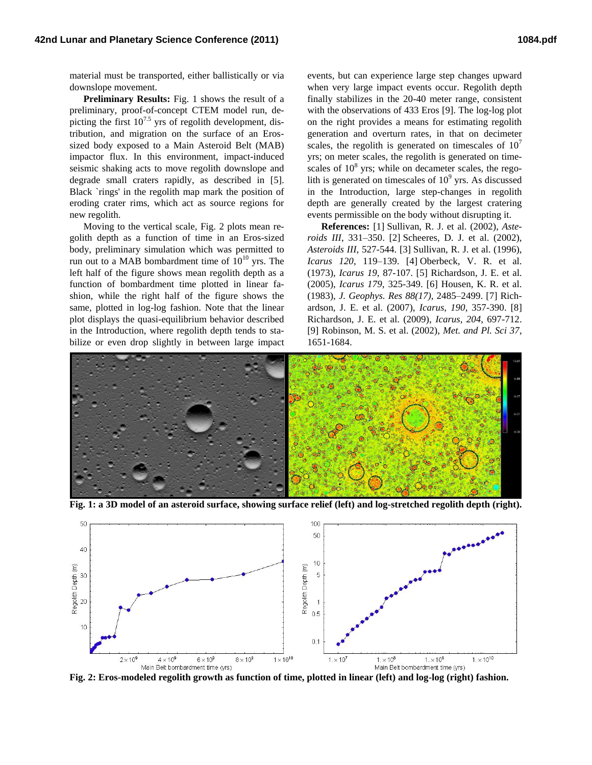material must be transported, either ballistically or via downslope movement.

**Preliminary Results:** Fig. 1 shows the result of a preliminary, proof-of-concept CTEM model run, depicting the first $10^{7.5}$ yrs of regolith development, distribution, and migration on the surface of an Eros-sized body exposed to a Main Asteroid Belt (MAB) impactor flux. In this environment, impact-induced seismic shaking acts to move regolith downslope and degrade small craters rapidly, as described in [5]. Black `rings' in the regolith map mark the position of eroding crater rims, which act as source regions for new regolith.

Moving to the vertical scale, Fig. 2 plots mean regolith depth as a function of time in an Eros-sized body, preliminary simulation which was permitted to run out to a MAB bombardment time of $10^{10}$ yrs. The left half of the figure shows mean regolith depth as a function of bombardment time plotted in linear fashion, while the right half of the figure shows the same, plotted in log-log fashion. Note that the linear plot displays the quasi-equilibrium behavior described in the Introduction, where regolith depth tends to stabilize or even drop slightly in between large impact events, but can experience large step changes upward when very large impact events occur. Regolith depth finally stabilizes in the 20-40 meter range, consistent with the observations of 433 Eros [9]. The log-log plot on the right provides a means for estimating regolith generation and overturn rates, in that on decimeter scales, the regolith is generated on timescales of $10^7$ yrs; on meter scales, the regolith is generated on timescales of $10^8$ yrs; while on decameter scales, the regolith is generated on timescales of $10^9$ yrs. As discussed in the Introduction, large step-changes in regolith depth are generally created by the largest cratering events permissible on the body without disrupting it.

**References:** [1] Sullivan, R. J. et al. (2002), *Asteroids III*, 331–350. [2] Scheeres, D. J. et al. (2002), *Asteroids III*, 527-544. [3] Sullivan, R. J. et al. (1996), *Icarus 120*, 119–139. [4] Oberbeck, V. R. et al. (1973), *Icarus 19*, 87-107. [5] Richardson, J. E. et al. (2005), *Icarus 179*, 325-349. [6] Housen, K. R. et al. (1983), *J. Geophys. Res 88(17)*, 2485–2499. [7] Richardson, J. E. et al. (2007), *Icarus*, *190*, 357-390. [8] Richardson, J. E. et al. (2009), *Icarus, 204*, 697-712. [9] Robinson, M. S. et al. (2002), *Met. and Pl. Sci 37*, 1651-1684.

**Fig. 1: a 3D model of an asteroid surface, showing surface relief (left) and log-stretched regolith depth (right).**

Regolith Depth (m)

Main Belt bombardment time (yrs)

**Fig. 2: Eros-modeled regolith growth as function of time, plotted in linear (left) and log-log (right) fashion.**